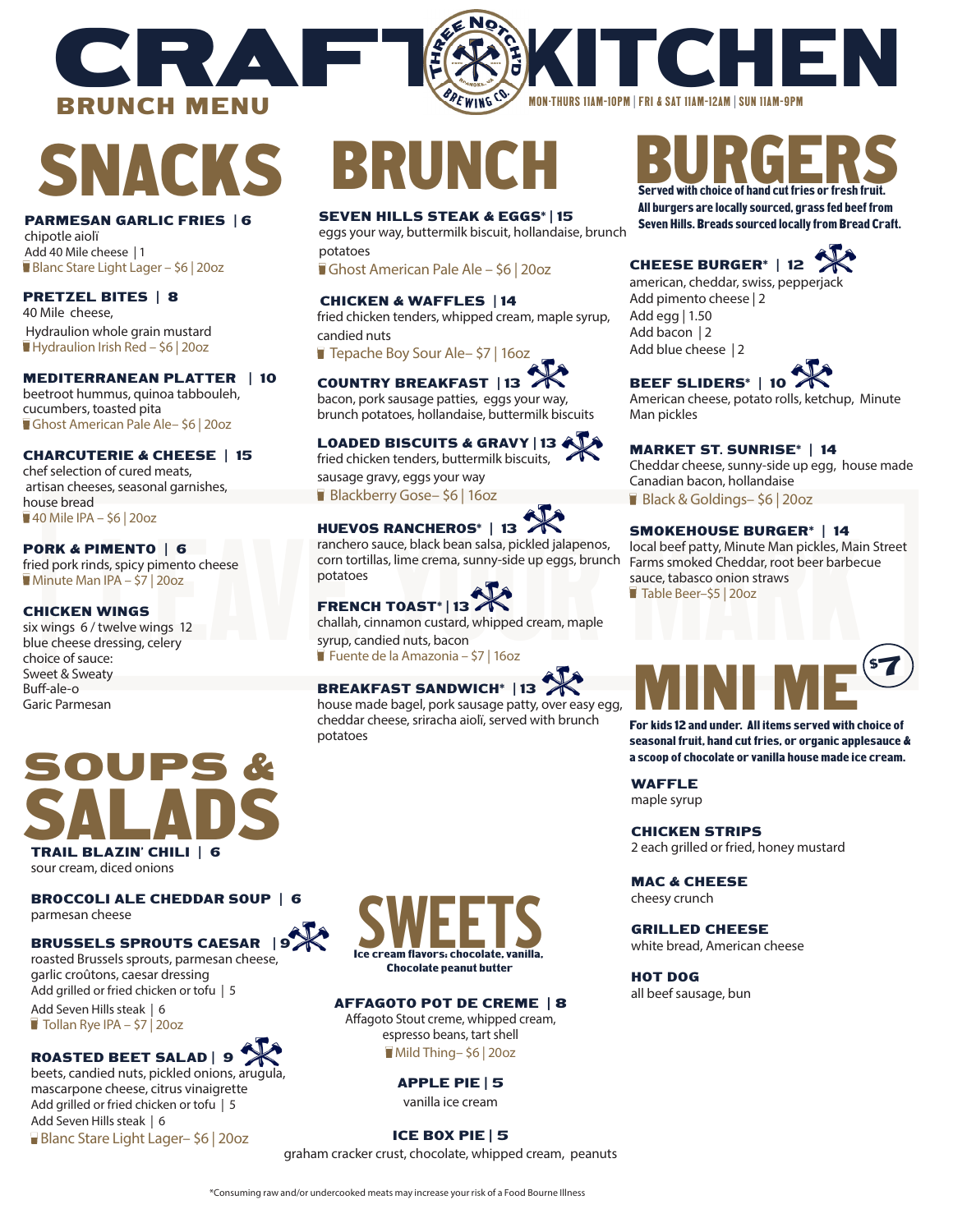# CRAFT KITCHEN

THREE NOTCH'D BREWING CO.

## BRUNCH MENU

MON-THURS 11AM-10PM | FRI & SAT 11AM-12AM | SUN 11AM-9PM

## SNACKS

**PARMESAN GARLIC FRIES | 6**
chipotle aioli
Add 40 Mile cheese | 1
Blanc Stare Light Lager – $6 | 20oz

**PRETZEL BITES | 8**
40 Mile cheese,
Hydraulion whole grain mustard
Hydraulion Irish Red – $6 | 20oz

**MEDITERRANEAN PLATTER | 10**
beetroot hummus, quinoa tabbouleh, cucumbers, toasted pita
Ghost American Pale Ale– $6 | 20oz

**CHARCUTERIE & CHEESE | 15**
chef selection of cured meats, artisan cheeses, seasonal garnishes, house bread
40 Mile IPA – $6 | 20oz

**PORK & PIMENTO | 6**
fried pork rinds, spicy pimento cheese
Minute Man IPA – $7 | 20oz

**CHICKEN WINGS**
six wings 6 / twelve wings 12
blue cheese dressing, celery
choice of sauce:
Sweet & Sweaty
Buff-ale-o
Garic Parmesan

## SOUPS & SALADS

**TRAIL BLAZIN' CHILI | 6**
sour cream, diced onions

**BROCCOLI ALE CHEDDAR SOUP | 6**
parmesan cheese

**BRUSSELS SPROUTS CAESAR | 9**
roasted Brussels sprouts, parmesan cheese, garlic croûtons, caesar dressing
Add grilled or fried chicken or tofu | 5
Add Seven Hills steak | 6
Tollan Rye IPA – $7 | 20oz

**ROASTED BEET SALAD | 9**
beets, candied nuts, pickled onions, arugula, mascarpone cheese, citrus vinaigrette
Add grilled or fried chicken or tofu | 5
Add Seven Hills steak | 6
Blanc Stare Light Lager– $6 | 20oz

## BRUNCH

**SEVEN HILLS STEAK & EGGS* | 15**
eggs your way, buttermilk biscuit, hollandaise, brunch potatoes
Ghost American Pale Ale – $6 | 20oz

**CHICKEN & WAFFLES | 14**
fried chicken tenders, whipped cream, maple syrup, candied nuts
Tepache Boy Sour Ale– $7 | 16oz

**COUNTRY BREAKFAST | 13**
bacon, pork sausage patties, eggs your way, brunch potatoes, hollandaise, buttermilk biscuits

**LOADED BISCUITS & GRAVY | 13**
fried chicken tenders, buttermilk biscuits, sausage gravy, eggs your way
Blackberry Gose– $6 | 16oz

**HUEVOS RANCHEROS* | 13**
ranchero sauce, black bean salsa, pickled jalapenos, corn tortillas, lime crema, sunny-side up eggs, brunch potatoes

**FRENCH TOAST* | 13**
challah, cinnamon custard, whipped cream, maple syrup, candied nuts, bacon
Fuente de la Amazonia – $7 | 16oz

**BREAKFAST SANDWICH* | 13**
house made bagel, pork sausage patty, over easy egg, cheddar cheese, sriracha aioli, served with brunch potatoes

## SWEETS

**Ice cream flavors: chocolate, vanilla, Chocolate peanut butter**

**AFFAGOTO POT DE CREME | 8**
Affagoto Stout creme, whipped cream, espresso beans, tart shell
Mild Thing– $6 | 20oz

**APPLE PIE | 5**
vanilla ice cream

**ICE BOX PIE | 5**
graham cracker crust, chocolate, whipped cream, peanuts

## BURGERS

**Served with choice of hand cut fries or fresh fruit. All burgers are locally sourced, grass fed beef from Seven Hills. Breads sourced locally from Bread Craft.**

**CHEESE BURGER* | 12**
american, cheddar, swiss, pepperjack
Add pimento cheese | 2
Add egg | 1.50
Add bacon | 2
Add blue cheese | 2

**BEEF SLIDERS* | 10**
American cheese, potato rolls, ketchup, Minute Man pickles

**MARKET ST. SUNRISE* | 14**
Cheddar cheese, sunny-side up egg, house made Canadian bacon, hollandaise
Black & Goldings– $6 | 20oz

**SMOKEHOUSE BURGER* | 14**
local beef patty, Minute Man pickles, Main Street Farms smoked Cheddar, root beer barbecue sauce, tabasco onion straws
Table Beer–$5 | 20oz

## MINI ME $7

**For kids 12 and under. All items served with choice of seasonal fruit, hand cut fries, or organic applesauce & a scoop of chocolate or vanilla house made ice cream.**

**WAFFLE**
maple syrup

**CHICKEN STRIPS**
2 each grilled or fried, honey mustard

**MAC & CHEESE**
cheesy crunch

**GRILLED CHEESE**
white bread, American cheese

**HOT DOG**
all beef sausage, bun

*Consuming raw and/or undercooked meats may increase your risk of a Food Bourne Illness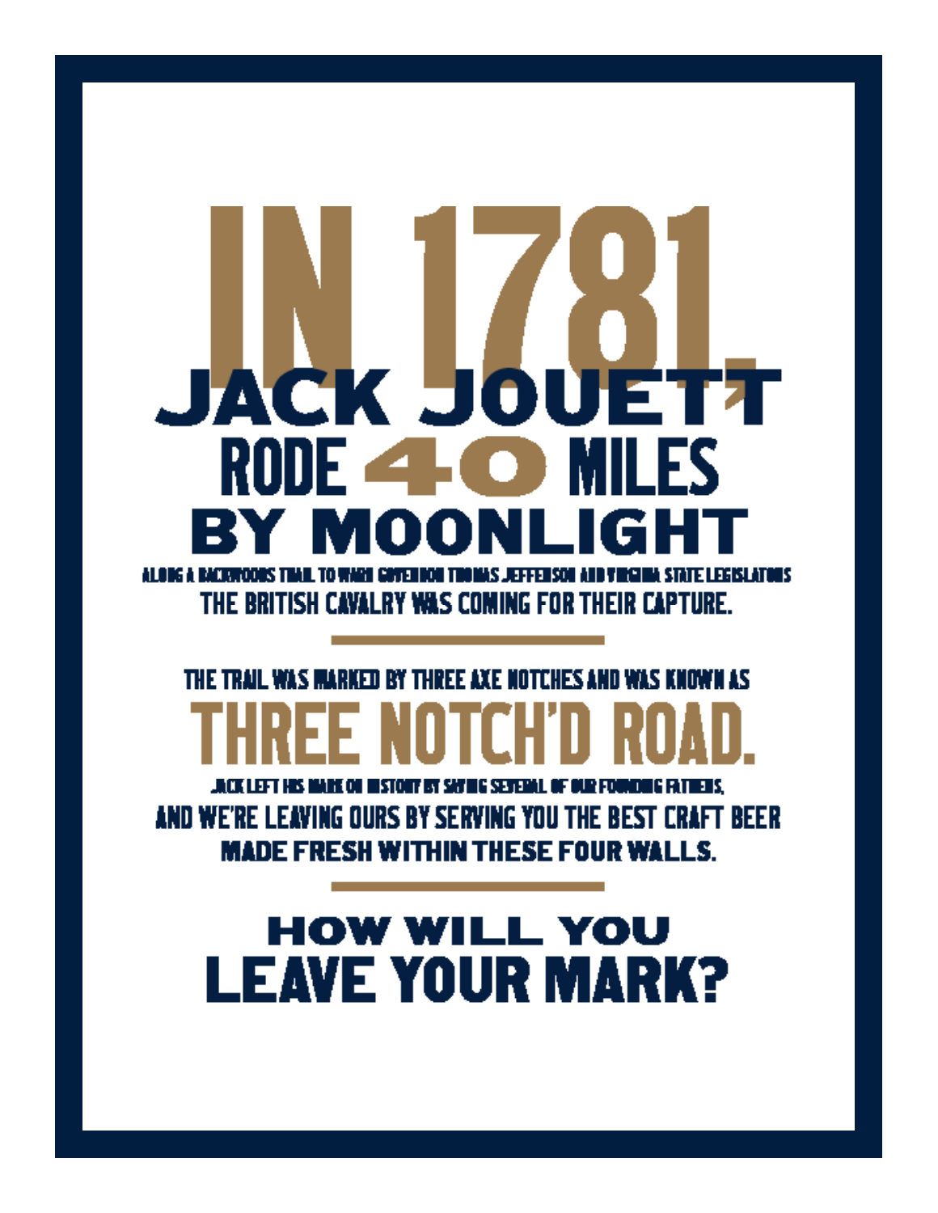# IN 1781, JACK JOUETT RODE 40 MILES BY MOONLIGHT

ALONG A BACKWOODS TRAIL TO WARN GOVERNOR THOMAS JEFFERSON AND VIRGINIA STATE LEGISLATORS

THE BRITISH CAVALRY WAS COMING FOR THEIR CAPTURE.

---

THE TRAIL WAS MARKED BY THREE AXE NOTCHES AND WAS KNOWN AS

# THREE NOTCH'D ROAD.

JACK LEFT HIS MARK ON HISTORY BY SAVING SEVERAL OF OUR FOUNDING FATHERS,

AND WE'RE LEAVING OURS BY SERVING YOU THE BEST CRAFT BEER

MADE FRESH WITHIN THESE FOUR WALLS.

---

## HOW WILL YOU LEAVE YOUR MARK?